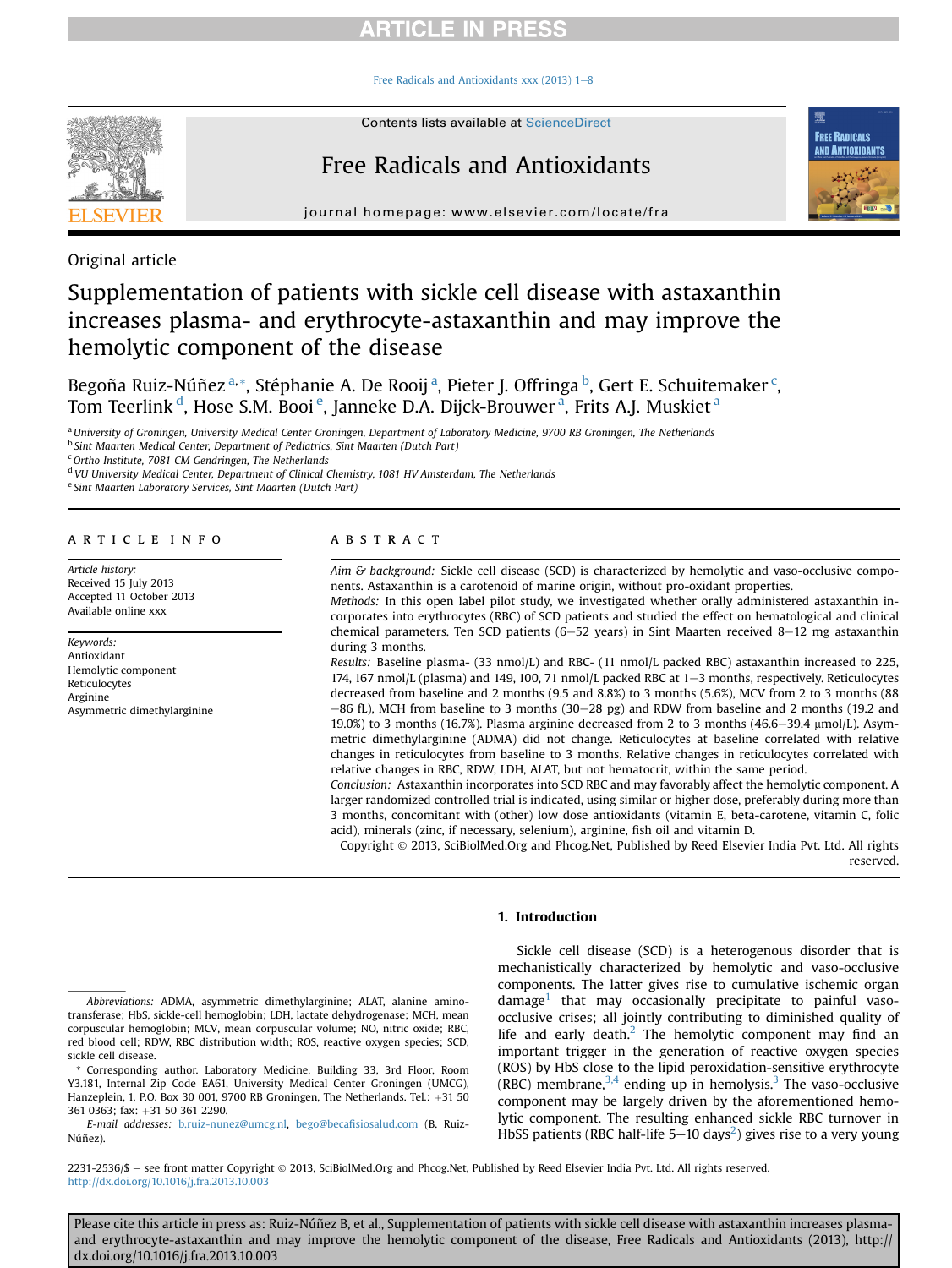Original article

# Supplementation of patients with sickle cell disease with astaxanthin increases plasma- and erythrocyte-astaxanthin and may improve the hemolytic component of the disease

Begoña Ruiz-Núñez [a,*], Stéphanie A. De Rooij [a], Pieter J. Offringa [b], Gert E. Schuitemaker [c], Tom Teerlink [d], Hose S.M. Booi [e], Janneke D.A. Dijck-Brouwer [a], Frits A.J. Muskiet [a]

[a] University of Groningen, University Medical Center Groningen, Department of Laboratory Medicine, 9700 RB Groningen, The Netherlands
[b] Sint Maarten Medical Center, Department of Pediatrics, Sint Maarten (Dutch Part)
[c] Ortho Institute, 7081 CM Gendringen, The Netherlands
[d] VU University Medical Center, Department of Clinical Chemistry, 1081 HV Amsterdam, The Netherlands
[e] Sint Maarten Laboratory Services, Sint Maarten (Dutch Part)

## ARTICLE INFO

*Article history:*
Received 15 July 2013
Accepted 11 October 2013
Available online xxx

*Keywords:*
Antioxidant
Hemolytic component
Reticulocytes
Arginine
Asymmetric dimethylarginine

## ABSTRACT

*Aim & background:* Sickle cell disease (SCD) is characterized by hemolytic and vaso-occlusive components. Astaxanthin is a carotenoid of marine origin, without pro-oxidant properties.

*Methods:* In this open label pilot study, we investigated whether orally administered astaxanthin incorporates into erythrocytes (RBC) of SCD patients and studied the effect on hematological and clinical chemical parameters. Ten SCD patients (6–52 years) in Sint Maarten received 8–12 mg astaxanthin during 3 months.

*Results:* Baseline plasma- (33 nmol/L) and RBC- (11 nmol/L packed RBC) astaxanthin increased to 225, 174, 167 nmol/L (plasma) and 149, 100, 71 nmol/L packed RBC at 1–3 months, respectively. Reticulocytes decreased from baseline and 2 months (9.5 and 8.8%) to 3 months (5.6%), MCV from 2 to 3 months (88–86 fL), MCH from baseline to 3 months (30–28 pg) and RDW from baseline and 2 months (19.2 and 19.0%) to 3 months (16.7%). Plasma arginine decreased from 2 to 3 months (46.6–39.4 μmol/L). Asymmetric dimethylarginine (ADMA) did not change. Reticulocytes at baseline correlated with relative changes in reticulocytes from baseline to 3 months. Relative changes in reticulocytes correlated with relative changes in RBC, RDW, LDH, ALAT, but not hematocrit, within the same period.

*Conclusion:* Astaxanthin incorporates into SCD RBC and may favorably affect the hemolytic component. A larger randomized controlled trial is indicated, using similar or higher dose, preferably during more than 3 months, concomitant with (other) low dose antioxidants (vitamin E, beta-carotene, vitamin C, folic acid), minerals (zinc, if necessary, selenium), arginine, fish oil and vitamin D.

Copyright © 2013, SciBiolMed.Org and Phcog.Net, Published by Reed Elsevier India Pvt. Ltd. All rights reserved.

## 1. Introduction

Sickle cell disease (SCD) is a heterogenous disorder that is mechanistically characterized by hemolytic and vaso-occlusive components. The latter gives rise to cumulative ischemic organ damage[1] that may occasionally precipitate to painful vaso-occlusive crises; all jointly contributing to diminished quality of life and early death.[2] The hemolytic component may find an important trigger in the generation of reactive oxygen species (ROS) by HbS close to the lipid peroxidation-sensitive erythrocyte (RBC) membrane,[3,4] ending up in hemolysis.[3] The vaso-occlusive component may be largely driven by the aforementioned hemolytic component. The resulting enhanced sickle RBC turnover in HbSS patients (RBC half-life 5–10 days[2]) gives rise to a very young

---

*Abbreviations:* ADMA, asymmetric dimethylarginine; ALAT, alanine aminotransferase; HbS, sickle-cell hemoglobin; LDH, lactate dehydrogenase; MCH, mean corpuscular hemoglobin; MCV, mean corpuscular volume; NO, nitric oxide; RBC, red blood cell; RDW, RBC distribution width; ROS, reactive oxygen species; SCD, sickle cell disease.

\* Corresponding author. Laboratory Medicine, Building 33, 3rd Floor, Room Y3.181, Internal Zip Code EA61, University Medical Center Groningen (UMCG), Hanzeplein, 1, P.O. Box 30 001, 9700 RB Groningen, The Netherlands. Tel.: +31 50 361 0363; fax: +31 50 361 2290.

*E-mail addresses:* b.ruiz-nunez@umcg.nl, bego@becafisiosalud.com (B. Ruiz-Núñez).

2231-2536/$ – see front matter Copyright © 2013, SciBiolMed.Org and Phcog.Net, Published by Reed Elsevier India Pvt. Ltd. All rights reserved.
http://dx.doi.org/10.1016/j.fra.2013.10.003

Please cite this article in press as: Ruiz-Núñez B, et al., Supplementation of patients with sickle cell disease with astaxanthin increases plasma- and erythrocyte-astaxanthin and may improve the hemolytic component of the disease, Free Radicals and Antioxidants (2013), http://dx.doi.org/10.1016/j.fra.2013.10.003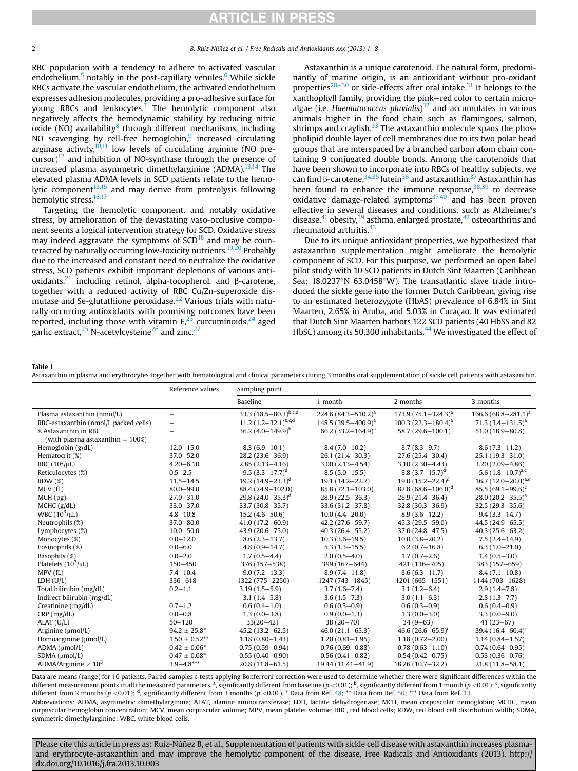RBC population with a tendency to adhere to activated vascular endothelium,[5] notably in the post-capillary venules.[6] While sickle RBCs activate the vascular endothelium, the activated endothelium expresses adhesion molecules, providing a pro-adhesive surface for young RBCs and leukocytes.[7] The hemolytic component also negatively affects the hemodynamic stability by reducing nitric oxide (NO) availability[8] through different mechanisms, including NO scavenging by cell-free hemoglobin,[9] increased circulating arginase activity,[10,11] low levels of circulating arginine (NO precursor)[12] and inhibition of NO-synthase through the presence of increased plasma asymmetric dimethylarginine (ADMA).[13,14] The elevated plasma ADMA levels in SCD patients relate to the hemolytic component[13,15] and may derive from proteolysis following hemolytic stress.[16,17]

Targeting the hemolytic component, and notably oxidative stress, by amelioration of the devastating vaso-occlusive component seems a logical intervention strategy for SCD. Oxidative stress may indeed aggravate the symptoms of SCD[18] and may be counteracted by naturally occurring low-toxicity nutrients.[19,20] Probably due to the increased and constant need to neutralize the oxidative stress, SCD patients exhibit important depletions of various antioxidants,[21] including retinol, alpha-tocopherol, and β-carotene, together with a reduced activity of RBC Cu/Zn-superoxide dismutase and Se-glutathione peroxidase.[22] Various trials with naturally occurring antioxidants with promising outcomes have been reported, including those with vitamin E,[23] curcuminoids,[24] aged garlic extract,[25] N-acetylcysteine[26] and zinc.[27]

Astaxanthin is a unique carotenoid. The natural form, predominantly of marine origin, is an antioxidant without pro-oxidant properties[28–30] or side-effects after oral intake.[31] It belongs to the xanthophyll family, providing the pink–red color to certain microalgae (i.e. *Haematococcus pluvialis*)[32] and accumulates in various animals higher in the food chain such as flamingoes, salmon, shrimps and crayfish.[33] The astaxanthin molecule spans the phospholipid double layer of cell membranes due to its two polar head groups that are interspaced by a branched carbon atom chain containing 9 conjugated double bonds. Among the carotenoids that have been shown to incorporate into RBCs of healthy subjects, we can find β-carotene,[34,35] lutein[36] and astaxanthin.[37] Astaxanthin has been found to enhance the immune response,[38,39] to decrease oxidative damage-related symptoms[37,40] and has been proven effective in several diseases and conditions, such as Alzheimer's disease,[41] obesity,[39] asthma, enlarged prostate,[42] osteoarthritis and rheumatoid arthritis.[43]

Due to its unique antioxidant properties, we hypothesized that astaxanthin supplementation might ameliorate the hemolytic component of SCD. For this purpose, we performed an open label pilot study with 10 SCD patients in Dutch Sint Maarten (Caribbean Sea; 18.0237°N 63.0458°W). The transatlantic slave trade introduced the sickle gene into the former Dutch Caribbean, giving rise to an estimated heterozygote (HbAS) prevalence of 6.84% in Sint Maarten, 2.65% in Aruba, and 5.03% in Curaçao. It was estimated that Dutch Sint Maarten harbors 122 SCD patients (40 HbSS and 82 HbSC) among its 50,300 inhabitants.[44] We investigated the effect of

**Table 1**
Astaxanthin in plasma and erythrocytes together with hematological and clinical parameters during 3 months oral supplementation of sickle cell patients with astaxanthin.

| | Reference values | Sampling point | | | |
|---|---|---|---|---|---|
| | | Baseline | 1 month | 2 months | 3 months |
| Plasma astaxanthin (nmol/L) | – | 33.3 (18.5–80.3)[b,c,d] | 224.6 (84.3–510.2)[a] | 173.9 (75.1–324.3)[a] | 166.6 (68.8–281.1)[a] |
| RBC-astaxanthin (nmol/L packed cells) | – | 11.2 (1.2–32.1)[b,c,d] | 148.5 (39.5–400.9)[a] | 100.3 (22.3–180.4)[a] | 71.3 (3.4–131.5)[a] |
| % Astaxanthin in RBC (with plasma astaxanthin = 100%) | – | 36.2 (4.0–149.9)[b] | 66.2 (33.2–164.9)[a] | 58.7 (29.6–100.1) | 51.0 (18.9–80.8) |
| Hemoglobin (g/dL) | 12.0–15.0 | 8.3 (6.9–10.1) | 8.4 (7.0–10.2) | 8.7 (8.3–9.7) | 8.6 (7.3–11.2) |
| Hematocrit (%) | 37.0–52.0 | 28.2 (23.6–36.9) | 26.1 (21.4–30.3) | 27.6 (25.4–30.4) | 25.1 (19.3–31.0) |
| RBC ($10^3$/μL) | 4.20–6.10 | 2.85 (2.13–4.16) | 3.00 (2.13–4.54) | 3.10 (2.30–4.43) | 3.20 (2.09–4.86) |
| Reticulocytes (%) | 0.5–2.5 | 9.5 (3.3–17.7)[d] | 8.5 (5.0–15.5) | 8.8 (3.7–15.7)[d] | 5.6 (1.8–10.7)[a,c] |
| RDW (%) | 11.5–14.5 | 19.2 (14.9–23.3)[d] | 19.1 (14.2–22.7) | 19.0 (15.2–22.4)[d] | 16.7 (12.0–20.0)[a,c] |
| MCV (fL) | 80.0–99.0 | 88.4 (74.9–102.0) | 85.8 (72.1–103.0) | 87.8 (68.6–106.0)[d] | 85.5 (69.1–99.6)[c] |
| MCH (pg) | 27.0–31.0 | 29.8 (24.0–35.3)[d] | 28.9 (22.5–36.3) | 28.9 (21.4–36.4) | 28.0 (20.2–35.5)[a] |
| MCHC (g/dL) | 33.0–37.0 | 33.7 (30.8–35.7) | 33.6 (31.2–37.8) | 32.8 (30.3–36.9) | 32.5 (29.3–35.6) |
| WBC ($10^3$/μL) | 4.8–10.8 | 15.2 (4.6–50.6) | 10.0 (4.4–20.0) | 8.9 (3.6–12.2) | 9.4 (3.3–14.7) |
| Neutrophils (%) | 37.0–80.0 | 41.0 (17.2–60.9) | 42.2 (27.6–59.7) | 45.3 (29.5–59.0) | 44.5 (24.9–65.5) |
| Lymphocytes (%) | 10.0–50.0 | 43.9 (20.6–75.0) | 40.3 (26.4–55.2) | 37.0 (24.8–47.5) | 40.3 (25.6–63.2) |
| Monocytes (%) | 0.0–12.0 | 8.6 (2.3–13.7) | 10.3 (3.6–19.5) | 10.0 (3.8–20.2) | 7.5 (2.4–14.9) |
| Eosinophils (%) | 0.0–6.0 | 4.8 (0.9–14.7) | 5.3 (1.3–15.5) | 6.2 (0.7–16.8) | 6.3 (1.0–21.0) |
| Basophils (%) | 0.0–2.0 | 1.7 (0.5–4.4) | 2.0 (0.5–4.0) | 1.7 (0.7–2.6) | 1.4 (0.5–3.0) |
| Platelets ($10^3$/μL) | 150–450 | 376 (157–538) | 399 (167–644) | 421 (136–705) | 383 (157–659) |
| MPV (fL) | 7.4–10.4 | 9.0 (7.2–13.3) | 8.9 (7.4–11.8) | 8.6 (6.3–11.7) | 8.4 (7.1–10.8) |
| LDH (U/L) | 336–618 | 1322 (775–2250) | 1247 (743–1845) | 1201 (665–1551) | 1144 (703–1628) |
| Total bilirubin (mg/dL) | 0.2–1.1 | 3.19 (1.5–5.9) | 3.7 (1.6–7.4) | 3.1 (1.2–6.4) | 2.9 (1.4–7.8) |
| Indirect bilirubin (mg/dL) | – | 3.1 (1.4–5.8) | 3.6 (1.5–7.3) | 3.0 (1.1–6.3) | 2.8 (1.3–7.7) |
| Creatinine (mg/dL) | 0.7–1.2 | 0.6 (0.4–1.0) | 0.6 (0.3–0.9) | 0.6 (0.3–0.9) | 0.6 (0.4–0.9) |
| CRP (mg/dL) | 0.0–0.8 | 1.3 (0.0–3.8) | 0.9 (0.0–1.3) | 1.3 (0.0–3.0) | 3.3 (0.0–9.0) |
| ALAT (U/L) | 50–120 | 33(20–42) | 38 (20–70) | 34 (9–63) | 41 (23–67) |
| Arginine (μmol/L) | 94.2 ± 25.8* | 45.2 (13.2–62.5) | 46.0 (21.1–65.3) | 46.6 (26.6–65.9)[d] | 39.4 (16.4–60.4)[c] |
| Homoarginine (μmol/L) | 1.50 ± 0.52** | 1.18 (0.80–1.43) | 1.20 (0.81–1.95) | 1.18 (0.72–2.00) | 1.14 (0.84–1.57) |
| ADMA (μmol/L) | 0.42 ± 0.06* | 0.75 (0.59–0.94) | 0.76 (0.69–0.88) | 0.78 (0.63–1.10) | 0.74 (0.64–0.95) |
| SDMA (μmol/L) | 0.47 ± 0.08* | 0.55 (0.40–0.90) | 0.56 (0.41–0.82) | 0.54 (0.42–0.75) | 0.53 (0.36–0.76) |
| ADMA/Arginine × $10^3$ | 3.9–4.8*** | 20.8 (11.8–61.5) | 19.44 (11.41–41.9) | 18.26 (10.7–32.2) | 21.8 (11.8–58.1) |

Data are means (range) for 10 patients. Paired-samples *t*-tests applying Bonferroni correction were used to determine whether there were significant differences within the different measurement points in all the measured parameters. [a], significantly different from baseline ($p < 0.01$); [b], significantly different from 1 month ($p < 0.01$); [c], significantly different from 2 months ($p < 0.01$); [d], significantly different from 3 months ($p < 0.01$). * Data from Ref. 48; ** Data from Ref. 50; *** Data from Ref. 13.

Abbreviations: ADMA, asymmetric dimethylarginine; ALAT, alanine aminotransferase; LDH, lactate dehydrogenase; MCH, mean corpuscular hemoglobin; MCHC, mean corpuscular hemoglobin concentration; MCV, mean corpuscular volume; MPV, mean platelet volume; RBC, red blood cells; RDW, red blood cell distribution width; SDMA, symmetric dimethylarginine; WBC, white blood cells.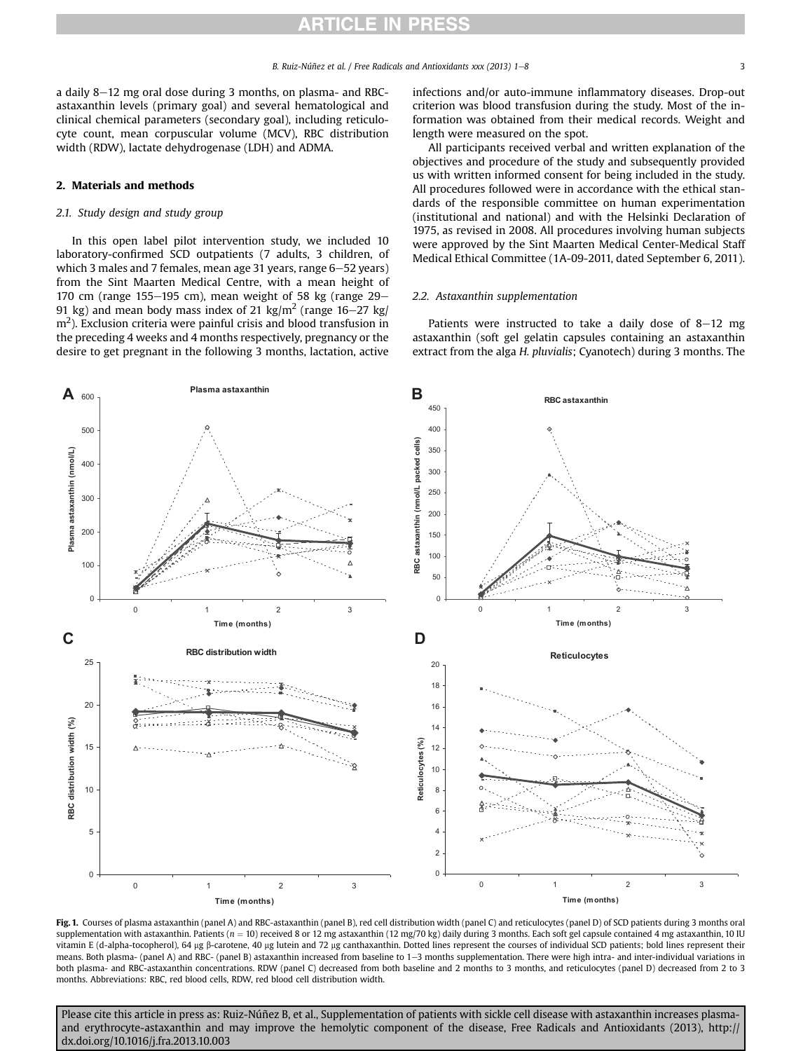a daily 8–12 mg oral dose during 3 months, on plasma- and RBC-astaxanthin levels (primary goal) and several hematological and clinical chemical parameters (secondary goal), including reticulocyte count, mean corpuscular volume (MCV), RBC distribution width (RDW), lactate dehydrogenase (LDH) and ADMA.

## 2. Materials and methods

### 2.1. Study design and study group

In this open label pilot intervention study, we included 10 laboratory-confirmed SCD outpatients (7 adults, 3 children, of which 3 males and 7 females, mean age 31 years, range 6–52 years) from the Sint Maarten Medical Centre, with a mean height of 170 cm (range 155–195 cm), mean weight of 58 kg (range 29–91 kg) and mean body mass index of 21 kg/m$^2$ (range 16–27 kg/m$^2$). Exclusion criteria were painful crisis and blood transfusion in the preceding 4 weeks and 4 months respectively, pregnancy or the desire to get pregnant in the following 3 months, lactation, active infections and/or auto-immune inflammatory diseases. Drop-out criterion was blood transfusion during the study. Most of the information was obtained from their medical records. Weight and length were measured on the spot.

All participants received verbal and written explanation of the objectives and procedure of the study and subsequently provided us with written informed consent for being included in the study. All procedures followed were in accordance with the ethical standards of the responsible committee on human experimentation (institutional and national) and with the Helsinki Declaration of 1975, as revised in 2008. All procedures involving human subjects were approved by the Sint Maarten Medical Center-Medical Staff Medical Ethical Committee (1A-09-2011, dated September 6, 2011).

### 2.2. Astaxanthin supplementation

Patients were instructed to take a daily dose of 8–12 mg astaxanthin (soft gel gelatin capsules containing an astaxanthin extract from the alga *H. pluvialis*; Cyanotech) during 3 months. The

**Fig. 1.** Courses of plasma astaxanthin (panel A) and RBC-astaxanthin (panel B), red cell distribution width (panel C) and reticulocytes (panel D) of SCD patients during 3 months oral supplementation with astaxanthin. Patients ($n = 10$) received 8 or 12 mg astaxanthin (12 mg/70 kg) daily during 3 months. Each soft gel capsule contained 4 mg astaxanthin, 10 IU vitamin E (d-alpha-tocopherol), 64 μg β-carotene, 40 μg lutein and 72 μg canthaxanthin. Dotted lines represent the courses of individual SCD patients; bold lines represent their means. Both plasma- (panel A) and RBC- (panel B) astaxanthin increased from baseline to 1–3 months supplementation. There were high intra- and inter-individual variations in both plasma- and RBC-astaxanthin concentrations. RDW (panel C) decreased from both baseline and 2 months to 3 months, and reticulocytes (panel D) decreased from 2 to 3 months. Abbreviations: RBC, red blood cells, RDW, red blood cell distribution width.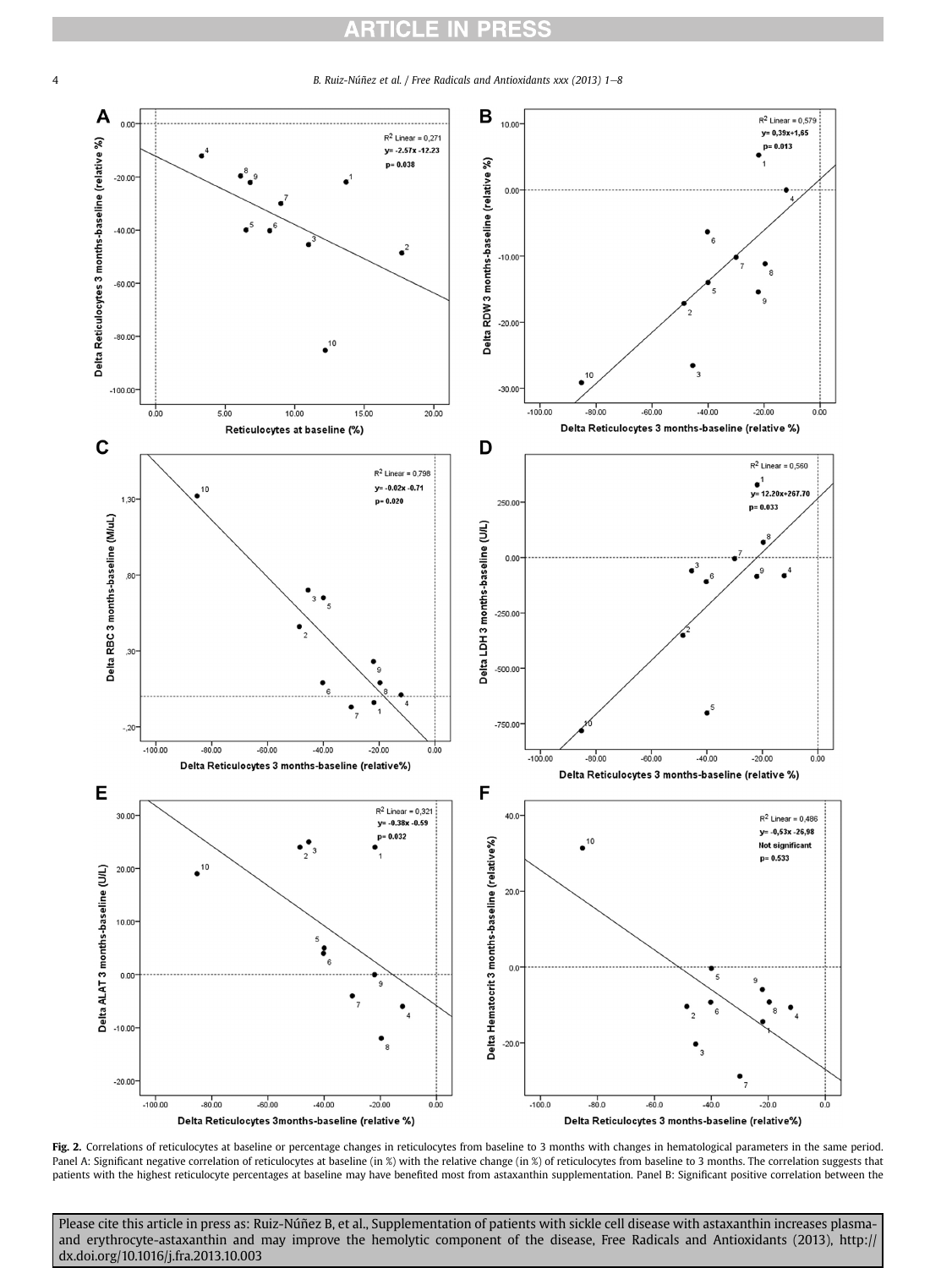**Fig. 2.** Correlations of reticulocytes at baseline or percentage changes in reticulocytes from baseline to 3 months with changes in hematological parameters in the same period. Panel A: Significant negative correlation of reticulocytes at baseline (in %) with the relative change (in %) of reticulocytes from baseline to 3 months. The correlation suggests that patients with the highest reticulocyte percentages at baseline may have benefited most from astaxanthin supplementation. Panel B: Significant positive correlation between the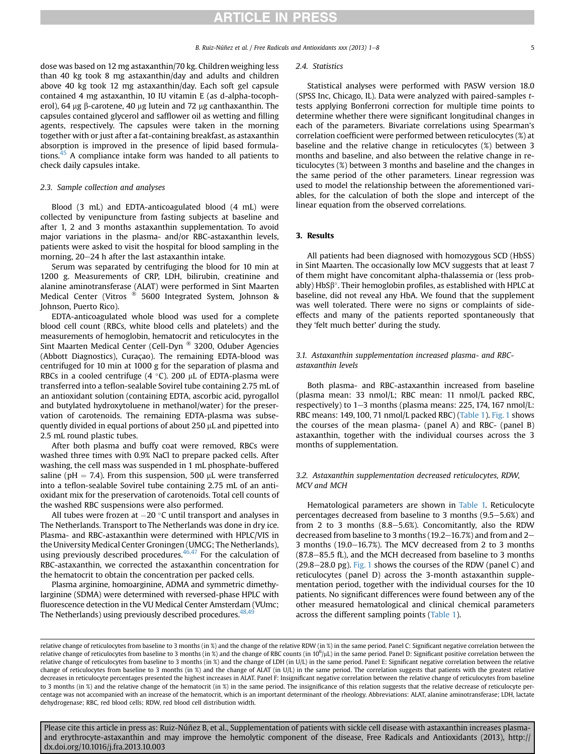dose was based on 12 mg astaxanthin/70 kg. Children weighing less than 40 kg took 8 mg astaxanthin/day and adults and children above 40 kg took 12 mg astaxanthin/day. Each soft gel capsule contained 4 mg astaxanthin, 10 IU vitamin E (as d-alpha-tocopherol), 64 μg β-carotene, 40 μg lutein and 72 μg canthaxanthin. The capsules contained glycerol and safflower oil as wetting and filling agents, respectively. The capsules were taken in the morning together with or just after a fat-containing breakfast, as astaxanthin absorption is improved in the presence of lipid based formulations.[45] A compliance intake form was handed to all patients to check daily capsules intake.

### 2.3. Sample collection and analyses

Blood (3 mL) and EDTA-anticoagulated blood (4 mL) were collected by venipuncture from fasting subjects at baseline and after 1, 2 and 3 months astaxanthin supplementation. To avoid major variations in the plasma- and/or RBC-astaxanthin levels, patients were asked to visit the hospital for blood sampling in the morning, 20–24 h after the last astaxanthin intake.

Serum was separated by centrifuging the blood for 10 min at 1200 g. Measurements of CRP, LDH, bilirubin, creatinine and alanine aminotransferase (ALAT) were performed in Sint Maarten Medical Center (Vitros ® 5600 Integrated System, Johnson & Johnson, Puerto Rico).

EDTA-anticoagulated whole blood was used for a complete blood cell count (RBCs, white blood cells and platelets) and the measurements of hemoglobin, hematocrit and reticulocytes in the Sint Maarten Medical Center (Cell-Dyn ® 3200, Oduber Agencies (Abbott Diagnostics), Curaçao). The remaining EDTA-blood was centrifuged for 10 min at 1000 g for the separation of plasma and RBCs in a cooled centrifuge (4 °C). 200 μL of EDTA-plasma were transferred into a teflon-sealable Sovirel tube containing 2.75 mL of an antioxidant solution (containing EDTA, ascorbic acid, pyrogallol and butylated hydroxytoluene in methanol/water) for the preservation of carotenoids. The remaining EDTA-plasma was subsequently divided in equal portions of about 250 μL and pipetted into 2.5 mL round plastic tubes.

After both plasma and buffy coat were removed, RBCs were washed three times with 0.9% NaCl to prepare packed cells. After washing, the cell mass was suspended in 1 mL phosphate-buffered saline (pH = 7.4). From this suspension, 500 μL were transferred into a teflon-sealable Sovirel tube containing 2.75 mL of an antioxidant mix for the preservation of carotenoids. Total cell counts of the washed RBC suspensions were also performed.

All tubes were frozen at −20 °C until transport and analyses in The Netherlands. Transport to The Netherlands was done in dry ice. Plasma- and RBC-astaxanthin were determined with HPLC/VIS in the University Medical Center Groningen (UMCG; The Netherlands), using previously described procedures.[46,47] For the calculation of RBC-astaxanthin, we corrected the astaxanthin concentration for the hematocrit to obtain the concentration per packed cells.

Plasma arginine, homoarginine, ADMA and symmetric dimethylarginine (SDMA) were determined with reversed-phase HPLC with fluorescence detection in the VU Medical Center Amsterdam (VUmc; The Netherlands) using previously described procedures.[48,49]

### 2.4. Statistics

Statistical analyses were performed with PASW version 18.0 (SPSS Inc, Chicago, IL). Data were analyzed with paired-samples *t*-tests applying Bonferroni correction for multiple time points to determine whether there were significant longitudinal changes in each of the parameters. Bivariate correlations using Spearman's correlation coefficient were performed between reticulocytes (%) at baseline and the relative change in reticulocytes (%) between 3 months and baseline, and also between the relative change in reticulocytes (%) between 3 months and baseline and the changes in the same period of the other parameters. Linear regression was used to model the relationship between the aforementioned variables, for the calculation of both the slope and intercept of the linear equation from the observed correlations.

## 3. Results

All patients had been diagnosed with homozygous SCD (HbSS) in Sint Maarten. The occasionally low MCV suggests that at least 7 of them might have concomitant alpha-thalassemia or (less probably) HbSβ°. Their hemoglobin profiles, as established with HPLC at baseline, did not reveal any HbA. We found that the supplement was well tolerated. There were no signs or complaints of side-effects and many of the patients reported spontaneously that they 'felt much better' during the study.

### 3.1. Astaxanthin supplementation increased plasma- and RBC-astaxanthin levels

Both plasma- and RBC-astaxanthin increased from baseline (plasma mean: 33 nmol/L; RBC mean: 11 nmol/L packed RBC, respectively) to 1–3 months (plasma means: 225, 174, 167 nmol/L: RBC means: 149, 100, 71 nmol/L packed RBC) (Table 1). Fig. 1 shows the courses of the mean plasma- (panel A) and RBC- (panel B) astaxanthin, together with the individual courses across the 3 months of supplementation.

### 3.2. Astaxanthin supplementation decreased reticulocytes, RDW, MCV and MCH

Hematological parameters are shown in Table 1. Reticulocyte percentages decreased from baseline to 3 months (9.5–5.6%) and from 2 to 3 months (8.8–5.6%). Concomitantly, also the RDW decreased from baseline to 3 months (19.2–16.7%) and from and 2–3 months (19.0–16.7%). The MCV decreased from 2 to 3 months (87.8–85.5 fL), and the MCH decreased from baseline to 3 months (29.8–28.0 pg). Fig. 1 shows the courses of the RDW (panel C) and reticulocytes (panel D) across the 3-month astaxanthin supplementation period, together with the individual courses for the 10 patients. No significant differences were found between any of the other measured hematological and clinical chemical parameters across the different sampling points (Table 1).

relative change of reticulocytes from baseline to 3 months (in %) and the change of the relative RDW (in %) in the same period. Panel C: Significant negative correlation between the relative change of reticulocytes from baseline to 3 months (in %) and the change of RBC counts (in $10^6/\mu L$) in the same period. Panel D: Significant positive correlation between the relative change of reticulocytes from baseline to 3 months (in %) and the change of LDH (in U/L) in the same period. Panel E: Significant negative correlation between the relative change of reticulocytes from baseline to 3 months (in %) and the change of ALAT (in U/L) in the same period. The correlation suggests that patients with the greatest relative decreases in reticulocyte percentages presented the highest increases in ALAT. Panel F: Insignificant negative correlation between the relative change of reticulocytes from baseline to 3 months (in %) and the relative change of the hematocrit (in %) in the same period. The insignificance of this relation suggests that the relative decrease of reticulocyte percentage was not accompanied with an increase of the hematocrit, which is an important determinant of the rheology. Abbreviations: ALAT, alanine aminotransferase; LDH, lactate dehydrogenase; RBC, red blood cells; RDW, red blood cell distribution width.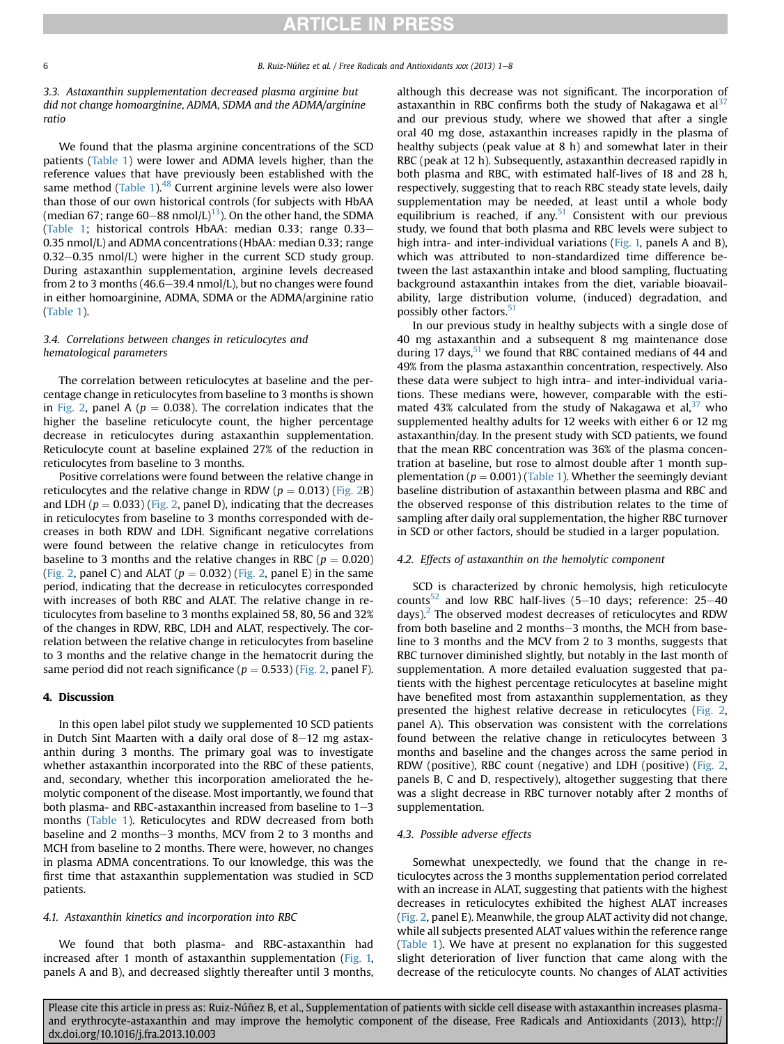### 3.3. Astaxanthin supplementation decreased plasma arginine but did not change homoarginine, ADMA, SDMA and the ADMA/arginine ratio

We found that the plasma arginine concentrations of the SCD patients (Table 1) were lower and ADMA levels higher, than the reference values that have previously been established with the same method (Table 1).[48] Current arginine levels were also lower than those of our own historical controls (for subjects with HbAA (median 67; range 60–88 nmol/L)[13]). On the other hand, the SDMA (Table 1; historical controls HbAA: median 0.33; range 0.33–0.35 nmol/L) and ADMA concentrations (HbAA: median 0.33; range 0.32–0.35 nmol/L) were higher in the current SCD study group. During astaxanthin supplementation, arginine levels decreased from 2 to 3 months (46.6–39.4 nmol/L), but no changes were found in either homoarginine, ADMA, SDMA or the ADMA/arginine ratio (Table 1).

### 3.4. Correlations between changes in reticulocytes and hematological parameters

The correlation between reticulocytes at baseline and the percentage change in reticulocytes from baseline to 3 months is shown in Fig. 2, panel A ($p = 0.038$). The correlation indicates that the higher the baseline reticulocyte count, the higher percentage decrease in reticulocytes during astaxanthin supplementation. Reticulocyte count at baseline explained 27% of the reduction in reticulocytes from baseline to 3 months.

Positive correlations were found between the relative change in reticulocytes and the relative change in RDW ($p = 0.013$) (Fig. 2B) and LDH ($p = 0.033$) (Fig. 2, panel D), indicating that the decreases in reticulocytes from baseline to 3 months corresponded with decreases in both RDW and LDH. Significant negative correlations were found between the relative change in reticulocytes from baseline to 3 months and the relative changes in RBC ($p = 0.020$) (Fig. 2, panel C) and ALAT ($p = 0.032$) (Fig. 2, panel E) in the same period, indicating that the decrease in reticulocytes corresponded with increases of both RBC and ALAT. The relative change in reticulocytes from baseline to 3 months explained 58, 80, 56 and 32% of the changes in RDW, RBC, LDH and ALAT, respectively. The correlation between the relative change in reticulocytes from baseline to 3 months and the relative change in the hematocrit during the same period did not reach significance ($p = 0.533$) (Fig. 2, panel F).

## 4. Discussion

In this open label pilot study we supplemented 10 SCD patients in Dutch Sint Maarten with a daily oral dose of 8–12 mg astaxanthin during 3 months. The primary goal was to investigate whether astaxanthin incorporated into the RBC of these patients, and, secondary, whether this incorporation ameliorated the hemolytic component of the disease. Most importantly, we found that both plasma- and RBC-astaxanthin increased from baseline to 1–3 months (Table 1). Reticulocytes and RDW decreased from both baseline and 2 months–3 months, MCV from 2 to 3 months and MCH from baseline to 2 months. There were, however, no changes in plasma ADMA concentrations. To our knowledge, this was the first time that astaxanthin supplementation was studied in SCD patients.

### 4.1. Astaxanthin kinetics and incorporation into RBC

We found that both plasma- and RBC-astaxanthin had increased after 1 month of astaxanthin supplementation (Fig. 1, panels A and B), and decreased slightly thereafter until 3 months, although this decrease was not significant. The incorporation of astaxanthin in RBC confirms both the study of Nakagawa et al[37] and our previous study, where we showed that after a single oral 40 mg dose, astaxanthin increases rapidly in the plasma of healthy subjects (peak value at 8 h) and somewhat later in their RBC (peak at 12 h). Subsequently, astaxanthin decreased rapidly in both plasma and RBC, with estimated half-lives of 18 and 28 h, respectively, suggesting that to reach RBC steady state levels, daily supplementation may be needed, at least until a whole body equilibrium is reached, if any.[51] Consistent with our previous study, we found that both plasma and RBC levels were subject to high intra- and inter-individual variations (Fig. 1, panels A and B), which was attributed to non-standardized time difference between the last astaxanthin intake and blood sampling, fluctuating background astaxanthin intakes from the diet, variable bioavailability, large distribution volume, (induced) degradation, and possibly other factors.[51]

In our previous study in healthy subjects with a single dose of 40 mg astaxanthin and a subsequent 8 mg maintenance dose during 17 days,[51] we found that RBC contained medians of 44 and 49% from the plasma astaxanthin concentration, respectively. Also these data were subject to high intra- and inter-individual variations. These medians were, however, comparable with the estimated 43% calculated from the study of Nakagawa et al,[37] who supplemented healthy adults for 12 weeks with either 6 or 12 mg astaxanthin/day. In the present study with SCD patients, we found that the mean RBC concentration was 36% of the plasma concentration at baseline, but rose to almost double after 1 month supplementation ($p = 0.001$) (Table 1). Whether the seemingly deviant baseline distribution of astaxanthin between plasma and RBC and the observed response of this distribution relates to the time of sampling after daily oral supplementation, the higher RBC turnover in SCD or other factors, should be studied in a larger population.

### 4.2. Effects of astaxanthin on the hemolytic component

SCD is characterized by chronic hemolysis, high reticulocyte counts[52] and low RBC half-lives (5–10 days; reference: 25–40 days).[2] The observed modest decreases of reticulocytes and RDW from both baseline and 2 months–3 months, the MCH from baseline to 3 months and the MCV from 2 to 3 months, suggests that RBC turnover diminished slightly, but notably in the last month of supplementation. A more detailed evaluation suggested that patients with the highest percentage reticulocytes at baseline might have benefited most from astaxanthin supplementation, as they presented the highest relative decrease in reticulocytes (Fig. 2, panel A). This observation was consistent with the correlations found between the relative change in reticulocytes between 3 months and baseline and the changes across the same period in RDW (positive), RBC count (negative) and LDH (positive) (Fig. 2, panels B, C and D, respectively), altogether suggesting that there was a slight decrease in RBC turnover notably after 2 months of supplementation.

### 4.3. Possible adverse effects

Somewhat unexpectedly, we found that the change in reticulocytes across the 3 months supplementation period correlated with an increase in ALAT, suggesting that patients with the highest decreases in reticulocytes exhibited the highest ALAT increases (Fig. 2, panel E). Meanwhile, the group ALAT activity did not change, while all subjects presented ALAT values within the reference range (Table 1). We have at present no explanation for this suggested slight deterioration of liver function that came along with the decrease of the reticulocyte counts. No changes of ALAT activities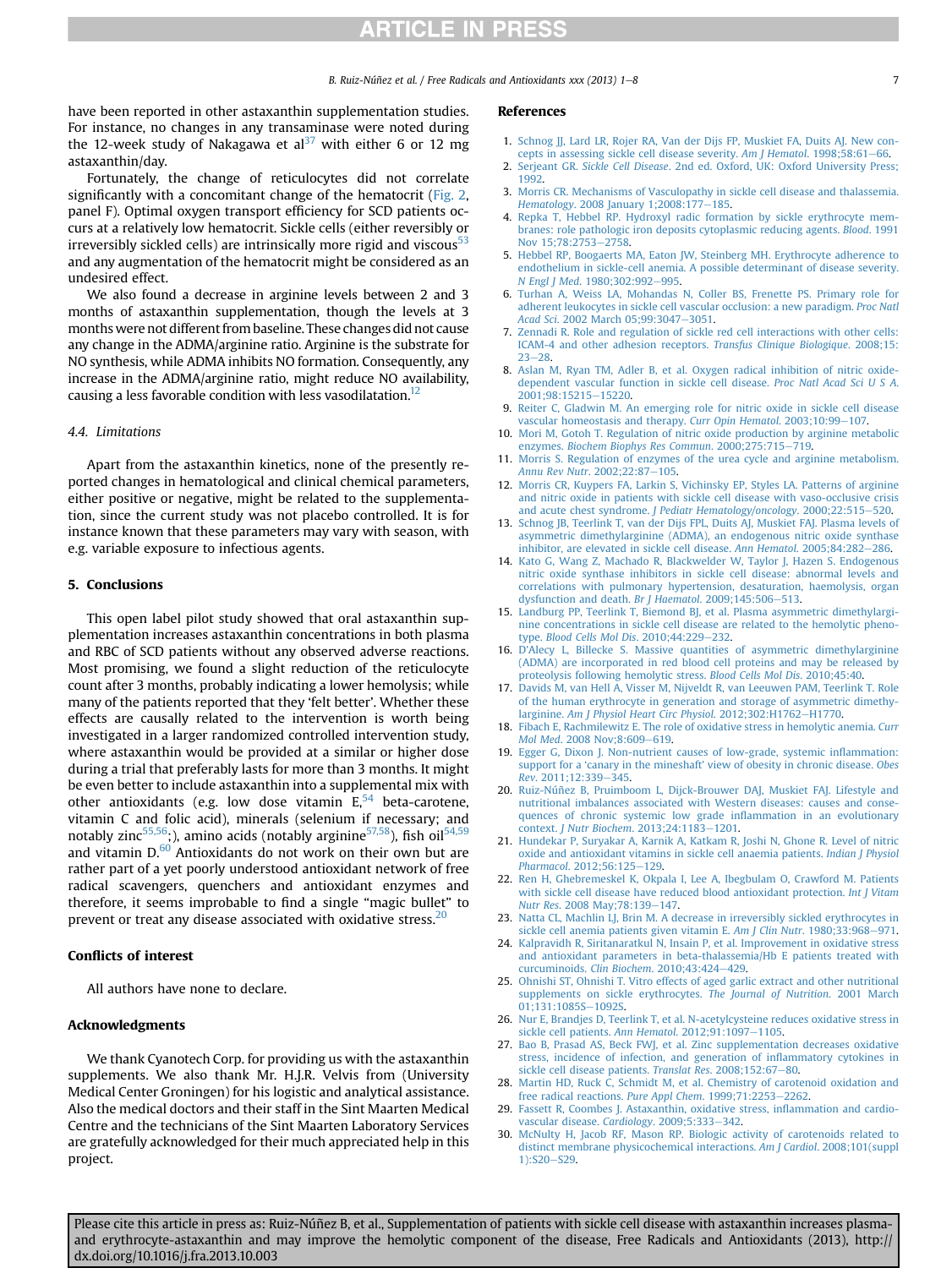have been reported in other astaxanthin supplementation studies. For instance, no changes in any transaminase were noted during the 12-week study of Nakagawa et al[37] with either 6 or 12 mg astaxanthin/day.

Fortunately, the change of reticulocytes did not correlate significantly with a concomitant change of the hematocrit (Fig. 2, panel F). Optimal oxygen transport efficiency for SCD patients occurs at a relatively low hematocrit. Sickle cells (either reversibly or irreversibly sickled cells) are intrinsically more rigid and viscous[53] and any augmentation of the hematocrit might be considered as an undesired effect.

We also found a decrease in arginine levels between 2 and 3 months of astaxanthin supplementation, though the levels at 3 months were not different from baseline. These changes did not cause any change in the ADMA/arginine ratio. Arginine is the substrate for NO synthesis, while ADMA inhibits NO formation. Consequently, any increase in the ADMA/arginine ratio, might reduce NO availability, causing a less favorable condition with less vasodilatation.[12]

### 4.4. Limitations

Apart from the astaxanthin kinetics, none of the presently reported changes in hematological and clinical chemical parameters, either positive or negative, might be related to the supplementation, since the current study was not placebo controlled. It is for instance known that these parameters may vary with season, with e.g. variable exposure to infectious agents.

## 5. Conclusions

This open label pilot study showed that oral astaxanthin supplementation increases astaxanthin concentrations in both plasma and RBC of SCD patients without any observed adverse reactions. Most promising, we found a slight reduction of the reticulocyte count after 3 months, probably indicating a lower hemolysis; while many of the patients reported that they 'felt better'. Whether these effects are causally related to the intervention is worth being investigated in a larger randomized controlled intervention study, where astaxanthin would be provided at a similar or higher dose during a trial that preferably lasts for more than 3 months. It might be even better to include astaxanthin into a supplemental mix with other antioxidants (e.g. low dose vitamin E,[54] beta-carotene, vitamin C and folic acid), minerals (selenium if necessary; and notably zinc[55,56];), amino acids (notably arginine[57,58]), fish oil[54,59] and vitamin D.[60] Antioxidants do not work on their own but are rather part of a yet poorly understood antioxidant network of free radical scavengers, quenchers and antioxidant enzymes and therefore, it seems improbable to find a single "magic bullet" to prevent or treat any disease associated with oxidative stress.[20]

## Conflicts of interest

All authors have none to declare.

## Acknowledgments

We thank Cyanotech Corp. for providing us with the astaxanthin supplements. We also thank Mr. H.J.R. Velvis from (University Medical Center Groningen) for his logistic and analytical assistance. Also the medical doctors and their staff in the Sint Maarten Medical Centre and the technicians of the Sint Maarten Laboratory Services are gratefully acknowledged for their much appreciated help in this project.

## References

1. Schnog JJ, Lard LR, Rojer RA, Van der Dijs FP, Muskiet FA, Duits AJ. New concepts in assessing sickle cell disease severity. *Am J Hematol*. 1998;58:61–66.
2. Serjeant GR. *Sickle Cell Disease*. 2nd ed. Oxford, UK: Oxford University Press; 1992.
3. Morris CR. Mechanisms of Vasculopathy in sickle cell disease and thalassemia. *Hematology*. 2008 January 1;2008:177–185.
4. Repka T, Hebbel RP. Hydroxyl radic formation by sickle erythrocyte membranes: role pathologic iron deposits cytoplasmic reducing agents. *Blood*. 1991 Nov 15;78:2753–2758.
5. Hebbel RP, Boogaerts MA, Eaton JW, Steinberg MH. Erythrocyte adherence to endothelium in sickle-cell anemia. A possible determinant of disease severity. *N Engl J Med*. 1980;302:992–995.
6. Turhan A, Weiss LA, Mohandas N, Coller BS, Frenette PS. Primary role for adherent leukocytes in sickle cell vascular occlusion: a new paradigm. *Proc Natl Acad Sci*. 2002 March 05;99:3047–3051.
7. Zennadi R. Role and regulation of sickle red cell interactions with other cells: ICAM-4 and other adhesion receptors. *Transfus Clinique Biologique*. 2008;15:23–28.
8. Aslan M, Ryan TM, Adler B, et al. Oxygen radical inhibition of nitric oxide-dependent vascular function in sickle cell disease. *Proc Natl Acad Sci U S A*. 2001;98:15215–15220.
9. Reiter C, Gladwin M. An emerging role for nitric oxide in sickle cell disease vascular homeostasis and therapy. *Curr Opin Hematol*. 2003;10:99–107.
10. Mori M, Gotoh T. Regulation of nitric oxide production by arginine metabolic enzymes. *Biochem Biophys Res Commun*. 2000;275:715–719.
11. Morris S. Regulation of enzymes of the urea cycle and arginine metabolism. *Annu Rev Nutr*. 2002;22:87–105.
12. Morris CR, Kuypers FA, Larkin S, Vichinsky EP, Styles LA. Patterns of arginine and nitric oxide in patients with sickle cell disease with vaso-occlusive crisis and acute chest syndrome. *J Pediatr Hematology/oncology*. 2000;22:515–520.
13. Schnog JB, Teerlink T, van der Dijs FPL, Duits AJ, Muskiet FAJ. Plasma levels of asymmetric dimethylarginine (ADMA), an endogenous nitric oxide synthase inhibitor, are elevated in sickle cell disease. *Ann Hematol*. 2005;84:282–286.
14. Kato G, Wang Z, Machado R, Blackwelder W, Taylor J, Hazen S. Endogenous nitric oxide synthase inhibitors in sickle cell disease: abnormal levels and correlations with pulmonary hypertension, desaturation, haemolysis, organ dysfunction and death. *Br J Haematol*. 2009;145:506–513.
15. Landburg PP, Teerlink T, Biemond BJ, et al. Plasma asymmetric dimethylarginine concentrations in sickle cell disease are related to the hemolytic phenotype. *Blood Cells Mol Dis*. 2010;44:229–232.
16. D'Alecy L, Billecke S. Massive quantities of asymmetric dimethylarginine (ADMA) are incorporated in red blood cell proteins and may be released by proteolysis following hemolytic stress. *Blood Cells Mol Dis*. 2010;45:40.
17. Davids M, van Hell A, Visser M, Nijveldt R, van Leeuwen PAM, Teerlink T. Role of the human erythrocyte in generation and storage of asymmetric dimethylarginine. *Am J Physiol Heart Circ Physiol*. 2012;302:H1762–H1770.
18. Fibach E, Rachmilewitz E. The role of oxidative stress in hemolytic anemia. *Curr Mol Med*. 2008 Nov;8:609–619.
19. Egger G, Dixon J. Non-nutrient causes of low-grade, systemic inflammation: support for a 'canary in the mineshaft' view of obesity in chronic disease. *Obes Rev*. 2011;12:339–345.
20. Ruiz-Núñez B, Pruimboom L, Dijck-Brouwer DAJ, Muskiet FAJ. Lifestyle and nutritional imbalances associated with Western diseases: causes and consequences of chronic systemic low grade inflammation in an evolutionary context. *J Nutr Biochem*. 2013;24:1183–1201.
21. Hundekar P, Suryakar A, Karnik A, Katkam R, Joshi N, Ghone R. Level of nitric oxide and antioxidant vitamins in sickle cell anaemia patients. *Indian J Physiol Pharmacol*. 2012;56:125–129.
22. Ren H, Ghebremeskel K, Okpala I, Lee A, Ibegbulam O, Crawford M. Patients with sickle cell disease have reduced blood antioxidant protection. *Int J Vitam Nutr Res*. 2008 May;78:139–147.
23. Natta CL, Machlin LJ, Brin M. A decrease in irreversibly sickled erythrocytes in sickle cell anemia patients given vitamin E. *Am J Clin Nutr*. 1980;33:968–971.
24. Kalpravidh R, Siritanaratkul N, Insain P, et al. Improvement in oxidative stress and antioxidant parameters in beta-thalassemia/Hb E patients treated with curcuminoids. *Clin Biochem*. 2010;43:424–429.
25. Ohnishi ST, Ohnishi T. Vitro effects of aged garlic extract and other nutritional supplements on sickle erythrocytes. *The Journal of Nutrition*. 2001 March 01;131:1085S–1092S.
26. Nur E, Brandjes D, Teerlink T, et al. N-acetylcysteine reduces oxidative stress in sickle cell patients. *Ann Hematol*. 2012;91:1097–1105.
27. Bao B, Prasad AS, Beck FWJ, et al. Zinc supplementation decreases oxidative stress, incidence of infection, and generation of inflammatory cytokines in sickle cell disease patients. *Translat Res*. 2008;152:67–80.
28. Martin HD, Ruck C, Schmidt M, et al. Chemistry of carotenoid oxidation and free radical reactions. *Pure Appl Chem*. 1999;71:2253–2262.
29. Fassett R, Coombes J. Astaxanthin, oxidative stress, inflammation and cardiovascular disease. *Cardiology*. 2009;5:333–342.
30. McNulty H, Jacob RF, Mason RP. Biologic activity of carotenoids related to distinct membrane physicochemical interactions. *Am J Cardiol*. 2008;101(suppl 1):S20–S29.

Please cite this article in press as: Ruiz-Núñez B, et al., Supplementation of patients with sickle cell disease with astaxanthin increases plasma- and erythrocyte-astaxanthin and may improve the hemolytic component of the disease, Free Radicals and Antioxidants (2013), http://dx.doi.org/10.1016/j.fra.2013.10.003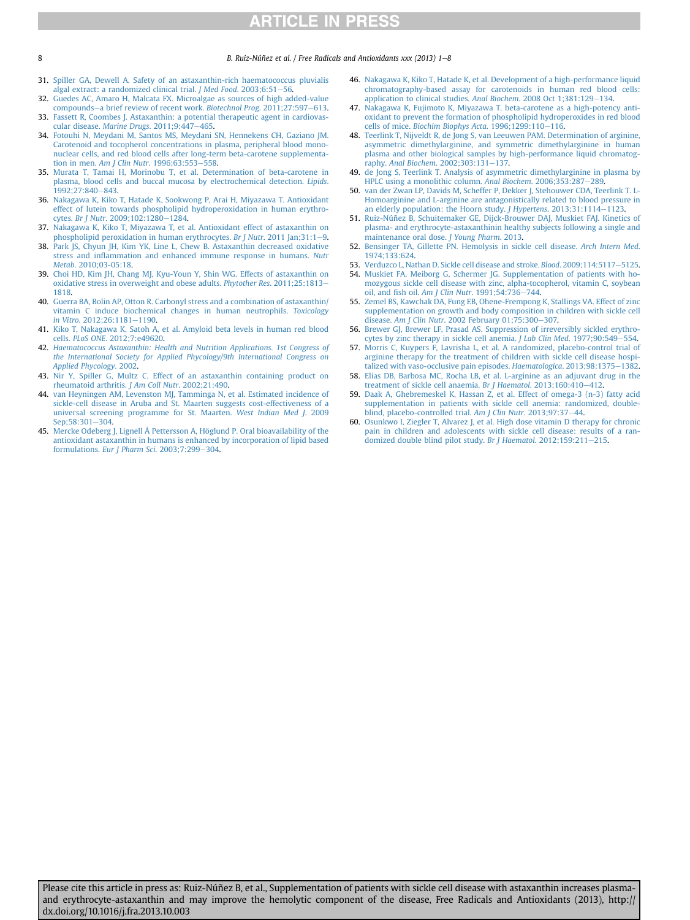31. Spiller GA, Dewell A. Safety of an astaxanthin-rich haematococcus pluvialis algal extract: a randomized clinical trial. *J Med Food*. 2003;6:51–56.
32. Guedes AC, Amaro H, Malcata FX. Microalgae as sources of high added-value compounds—a brief review of recent work. *Biotechnol Prog*. 2011;27:597–613.
33. Fassett R, Coombes J. Astaxanthin: a potential therapeutic agent in cardiovascular disease. *Marine Drugs*. 2011;9:447–465.
34. Fotouhi N, Meydani M, Santos MS, Meydani SN, Hennekens CH, Gaziano JM. Carotenoid and tocopherol concentrations in plasma, peripheral blood mononuclear cells, and red blood cells after long-term beta-carotene supplementation in men. *Am J Clin Nutr*. 1996;63:553–558.
35. Murata T, Tamai H, Morinobu T, et al. Determination of beta-carotene in plasma, blood cells and buccal mucosa by electrochemical detection. *Lipids*. 1992;27:840–843.
36. Nakagawa K, Kiko T, Hatade K, Sookwong P, Arai H, Miyazawa T. Antioxidant effect of lutein towards phospholipid hydroperoxidation in human erythrocytes. *Br J Nutr*. 2009;102:1280–1284.
37. Nakagawa K, Kiko T, Miyazawa T, et al. Antioxidant effect of astaxanthin on phospholipid peroxidation in human erythrocytes. *Br J Nutr*. 2011 Jan;31:1–9.
38. Park JS, Chyun JH, Kim YK, Line L, Chew B. Astaxanthin decreased oxidative stress and inflammation and enhanced immune response in humans. *Nutr Metab*. 2010;03-05:18.
39. Choi HD, Kim JH, Chang MJ, Kyu-Youn Y, Shin WG. Effects of astaxanthin on oxidative stress in overweight and obese adults. *Phytother Res*. 2011;25:1813–1818.
40. Guerra BA, Bolin AP, Otton R. Carbonyl stress and a combination of astaxanthin/vitamin C induce biochemical changes in human neutrophils. *Toxicology in Vitro*. 2012;26:1181–1190.
41. Kiko T, Nakagawa K, Satoh A, et al. Amyloid beta levels in human red blood cells. *PLoS ONE*. 2012;7:e49620.
42. *Haematococcus Astaxanthin: Health and Nutrition Applications. 1st Congress of the International Society for Applied Phycology/9th International Congress on Applied Phycology*. 2002.
43. Nir Y, Spiller G, Multz C. Effect of an astaxanthin containing product on rheumatoid arthritis. *J Am Coll Nutr*. 2002;21:490.
44. van Heyningen AM, Levenston MJ, Tamminga N, et al. Estimated incidence of sickle-cell disease in Aruba and St. Maarten suggests cost-effectiveness of a universal screening programme for St. Maarten. *West Indian Med J*. 2009 Sep;58:301–304.
45. Mercke Odeberg J, Lignell Å Pettersson A, Höglund P. Oral bioavailability of the antioxidant astaxanthin in humans is enhanced by incorporation of lipid based formulations. *Eur J Pharm Sci*. 2003;7:299–304.
46. Nakagawa K, Kiko T, Hatade K, et al. Development of a high-performance liquid chromatography-based assay for carotenoids in human red blood cells: application to clinical studies. *Anal Biochem*. 2008 Oct 1;381:129–134.
47. Nakagawa K, Fujimoto K, Miyazawa T. beta-carotene as a high-potency antioxidant to prevent the formation of phospholipid hydroperoxides in red blood cells of mice. *Biochim Biophys Acta*. 1996;1299:110–116.
48. Teerlink T, Nijveldt R, de Jong S, van Leeuwen PAM. Determination of arginine, asymmetric dimethylarginine, and symmetric dimethylarginine in human plasma and other biological samples by high-performance liquid chromatography. *Anal Biochem*. 2002;303:131–137.
49. de Jong S, Teerlink T. Analysis of asymmetric dimethylarginine in plasma by HPLC using a monolithic column. *Anal Biochem*. 2006;353:287–289.
50. van der Zwan LP, Davids M, Scheffer P, Dekker J, Stehouwer CDA, Teerlink T. L-Homoarginine and L-arginine are antagonistically related to blood pressure in an elderly population: the Hoorn study. *J Hypertens*. 2013;31:1114–1123.
51. Ruiz-Núñez B, Schuitemaker GE, Dijck-Brouwer DAJ, Muskiet FAJ. Kinetics of plasma- and erythrocyte-astaxanthinin healthy subjects following a single and maintenance oral dose. *J Young Pharm*. 2013.
52. Bensinger TA, Gillette PN. Hemolysis in sickle cell disease. *Arch Intern Med*. 1974;133:624.
53. Verduzco L, Nathan D. Sickle cell disease and stroke. *Blood*. 2009;114:5117–5125.
54. Muskiet FA, Meiborg G, Schermer JG. Supplementation of patients with homozygous sickle cell disease with zinc, alpha-tocopherol, vitamin C, soybean oil, and fish oil. *Am J Clin Nutr*. 1991;54:736–744.
55. Zemel BS, Kawchak DA, Fung EB, Ohene-Frempong K, Stallings VA. Effect of zinc supplementation on growth and body composition in children with sickle cell disease. *Am J Clin Nutr*. 2002 February 01;75:300–307.
56. Brewer GJ, Brewer LF, Prasad AS. Suppression of irreversibly sickled erythrocytes by zinc therapy in sickle cell anemia. *J Lab Clin Med*. 1977;90:549–554.
57. Morris C, Kuypers F, Lavrisha L, et al. A randomized, placebo-control trial of arginine therapy for the treatment of children with sickle cell disease hospitalized with vaso-occlusive pain episodes. *Haematologica*. 2013;98:1375–1382.
58. Elias DB, Barbosa MC, Rocha LB, et al. L-arginine as an adjuvant drug in the treatment of sickle cell anaemia. *Br J Haematol*. 2013;160:410–412.
59. Daak A, Ghebremeskel K, Hassan Z, et al. Effect of omega-3 (n-3) fatty acid supplementation in patients with sickle cell anemia: randomized, double-blind, placebo-controlled trial. *Am J Clin Nutr*. 2013;97:37–44.
60. Osunkwo I, Ziegler T, Alvarez J, et al. High dose vitamin D therapy for chronic pain in children and adolescents with sickle cell disease: results of a randomized double blind pilot study. *Br J Haematol*. 2012;159:211–215.

Please cite this article in press as: Ruiz-Núñez B, et al., Supplementation of patients with sickle cell disease with astaxanthin increases plasma- and erythrocyte-astaxanthin and may improve the hemolytic component of the disease, Free Radicals and Antioxidants (2013), http://dx.doi.org/10.1016/j.fra.2013.10.003